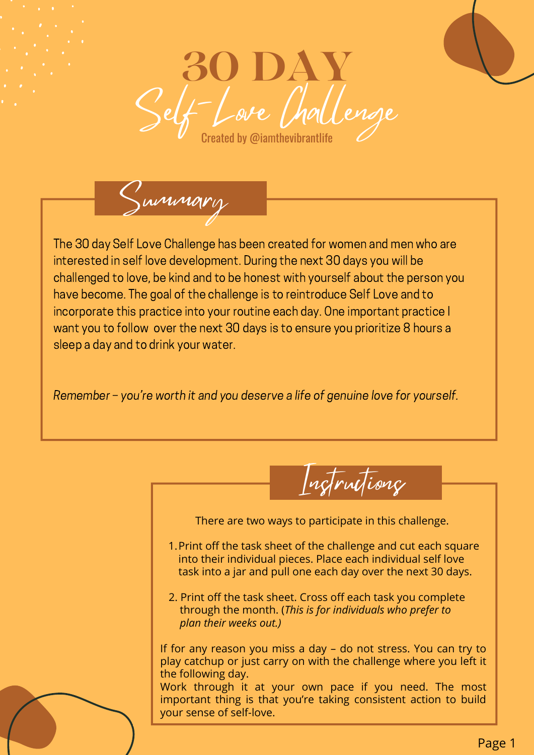# 30 DAY Self-Love Challenge

Created by @iamthevibrantlife

## Summary

The 30 day Self Love Challenge has been created for women and men who are interested in self love development. During the next 30 days you will be challenged to love, be kind and to be honest with yourself about the person you have become. The goal of the challenge is to reintroduce Self Love and to incorporate this practice into your routine each day. One important practice I want you to follow over the next 30 days is to ensure you prioritize 8 hours a sleep a day and to drink your water.

*Remember – you're worth it and you deserve a life of genuine love for yourself.*

## Instructions

There are two ways to participate in this challenge.

1. Print off the task sheet of the challenge and cut each square into their individual pieces. Place each individual self love task into a jar and pull one each day over the next 30 days.
2. Print off the task sheet. Cross off each task you complete through the month. (*This is for individuals who prefer to plan their weeks out.)*

If for any reason you miss a day – do not stress. You can try to play catchup or just carry on with the challenge where you left it the following day.
Work through it at your own pace if you need. The most important thing is that you're taking consistent action to build your sense of self-love.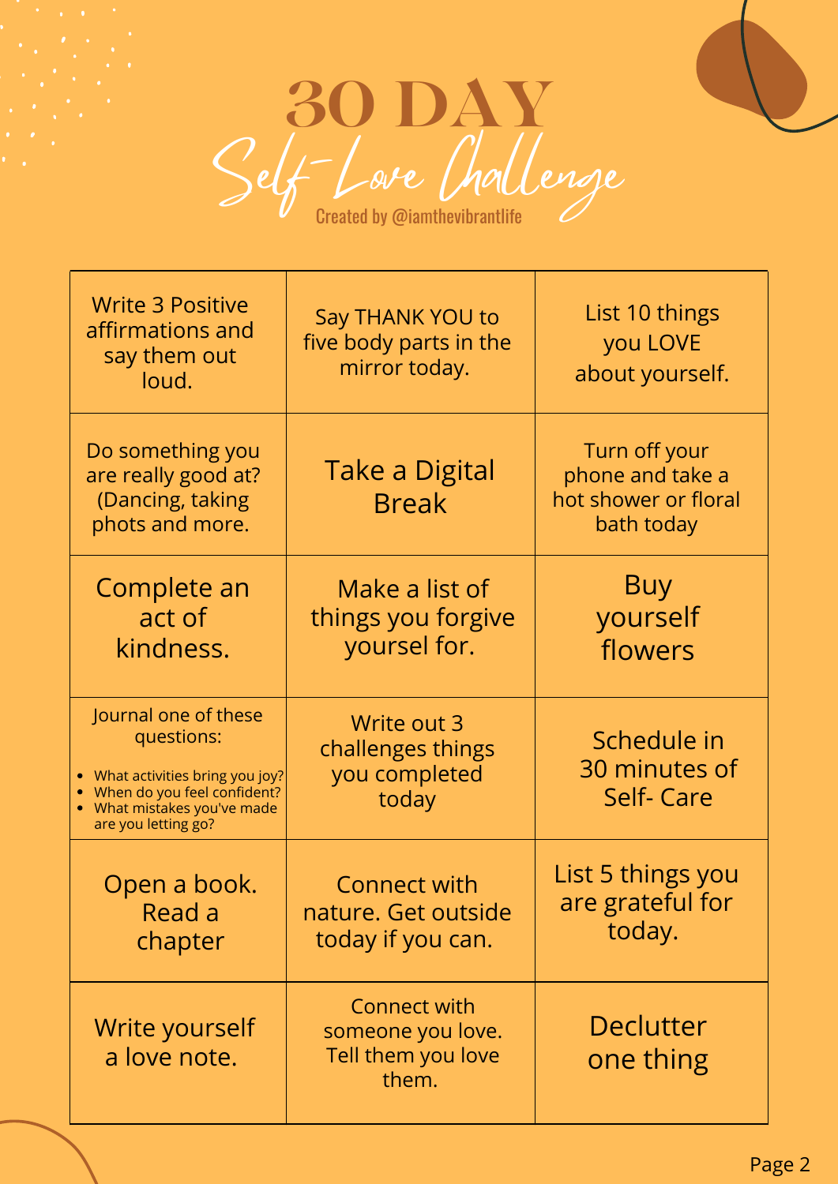# 30 DAY

## Self-Love Challenge

Created by @iamthevibrantlife

| | | |
|---|---|---|
| Write 3 Positive affirmations and say them out loud. | Say THANK YOU to five body parts in the mirror today. | List 10 things you LOVE about yourself. |
| Do something you are really good at? (Dancing, taking phots and more. | Take a Digital Break | Turn off your phone and take a hot shower or floral bath today |
| Complete an act of kindness. | Make a list of things you forgive yoursel for. | Buy yourself flowers |
| Journal one of these questions:<br>• What activities bring you joy?<br>• When do you feel confident?<br>• What mistakes you've made are you letting go? | Write out 3 challenges things you completed today | Schedule in 30 minutes of Self- Care |
| Open a book. Read a chapter | Connect with nature. Get outside today if you can. | List 5 things you are grateful for today. |
| Write yourself a love note. | Connect with someone you love. Tell them you love them. | Declutter one thing |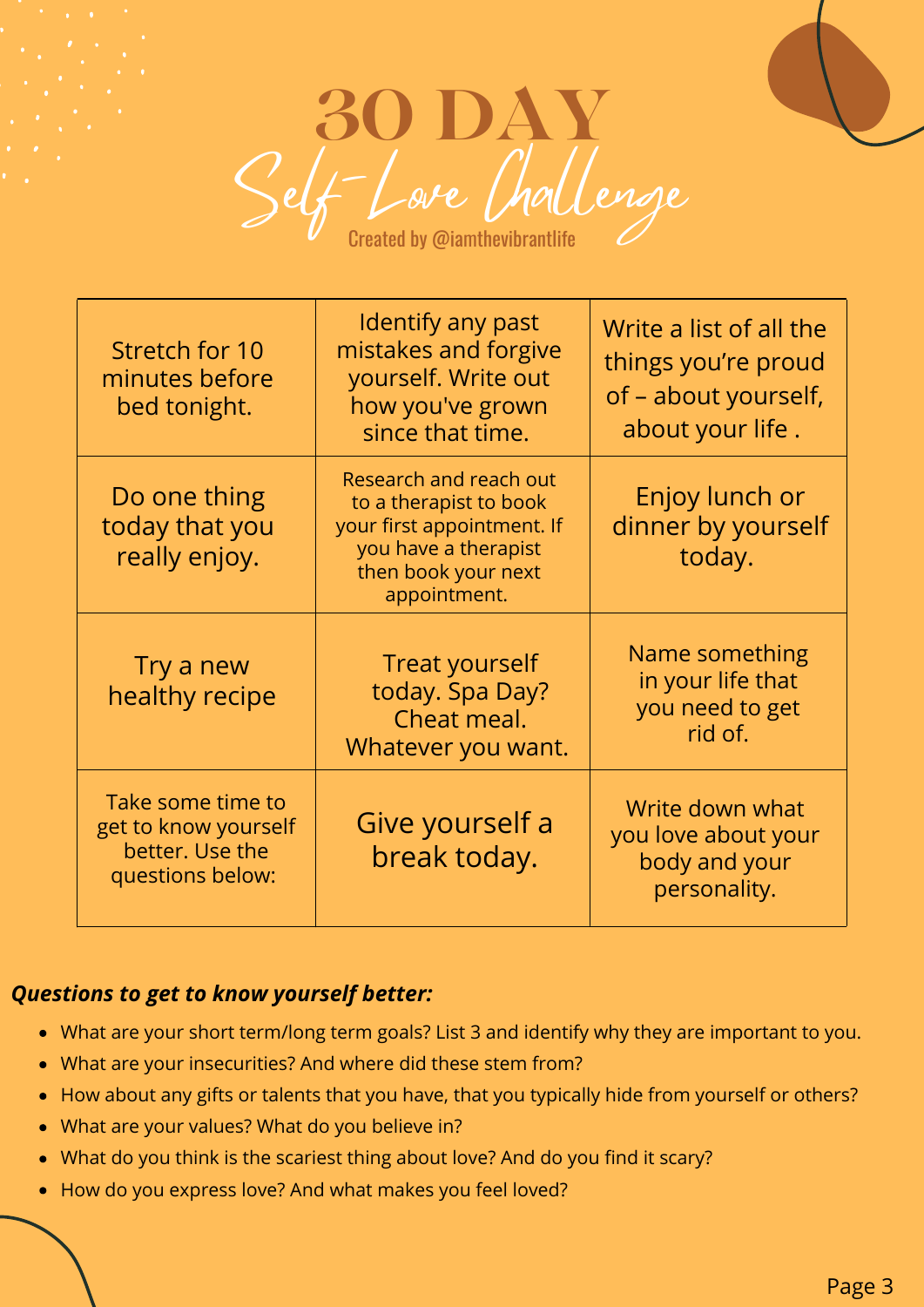# 30 DAY

## Self-Love Challenge

Created by @iamthevibrantlife

| | | |
|---|---|---|
| Stretch for 10 minutes before bed tonight. | Identify any past mistakes and forgive yourself. Write out how you've grown since that time. | Write a list of all the things you're proud of – about yourself, about your life . |
| Do one thing today that you really enjoy. | Research and reach out to a therapist to book your first appointment. If you have a therapist then book your next appointment. | Enjoy lunch or dinner by yourself today. |
| Try a new healthy recipe | Treat yourself today. Spa Day? Cheat meal. Whatever you want. | Name something in your life that you need to get rid of. |
| Take some time to get to know yourself better. Use the questions below: | Give yourself a break today. | Write down what you love about your body and your personality. |

***Questions to get to know yourself better:***

- What are your short term/long term goals? List 3 and identify why they are important to you.
- What are your insecurities? And where did these stem from?
- How about any gifts or talents that you have, that you typically hide from yourself or others?
- What are your values? What do you believe in?
- What do you think is the scariest thing about love? And do you find it scary?
- How do you express love? And what makes you feel loved?